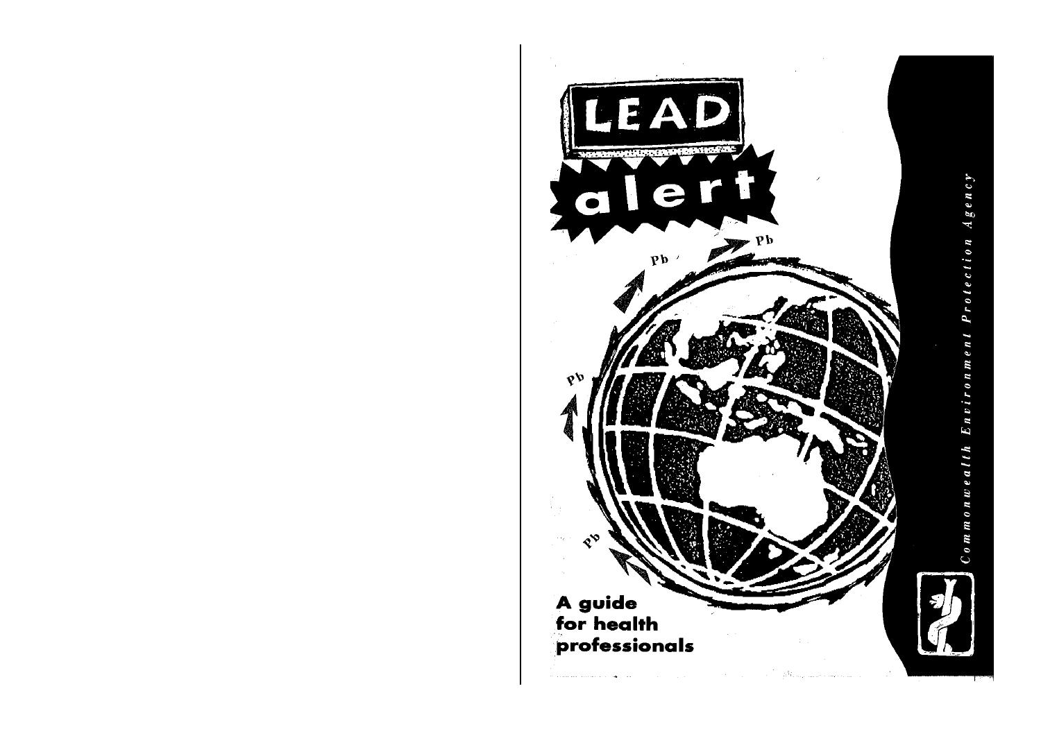# LEAD alert

Pb

Pb

Pb

Pb

## A guide for health professionals

*Commonwealth Environment Protection Agency*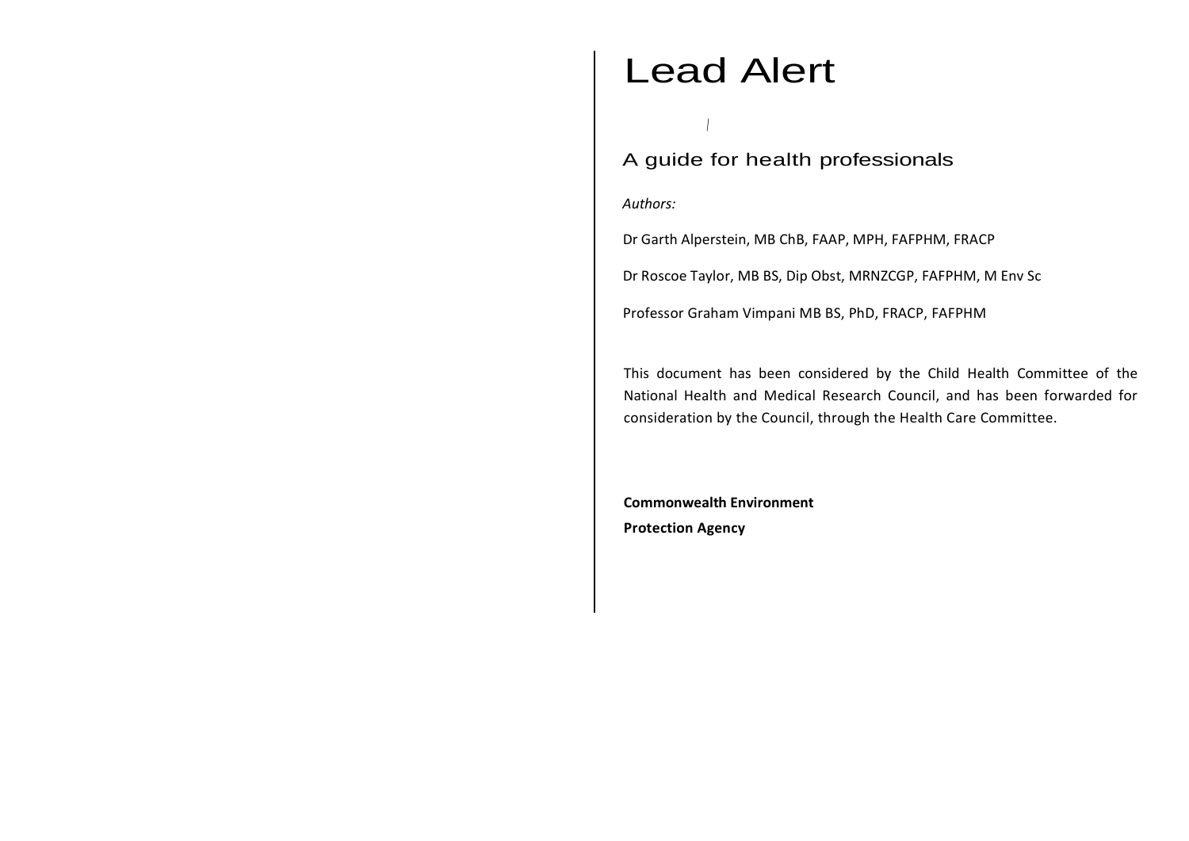# Lead Alert

## A guide for health professionals

*Authors:*

Dr Garth Alperstein, MB ChB, FAAP, MPH, FAFPHM, FRACP

Dr Roscoe Taylor, MB BS, Dip Obst, MRNZCGP, FAFPHM, M Env Sc

Professor Graham Vimpani MB BS, PhD, FRACP, FAFPHM

This document has been considered by the Child Health Committee of the National Health and Medical Research Council, and has been forwarded for consideration by the Council, through the Health Care Committee.

**Commonwealth Environment**
**Protection Agency**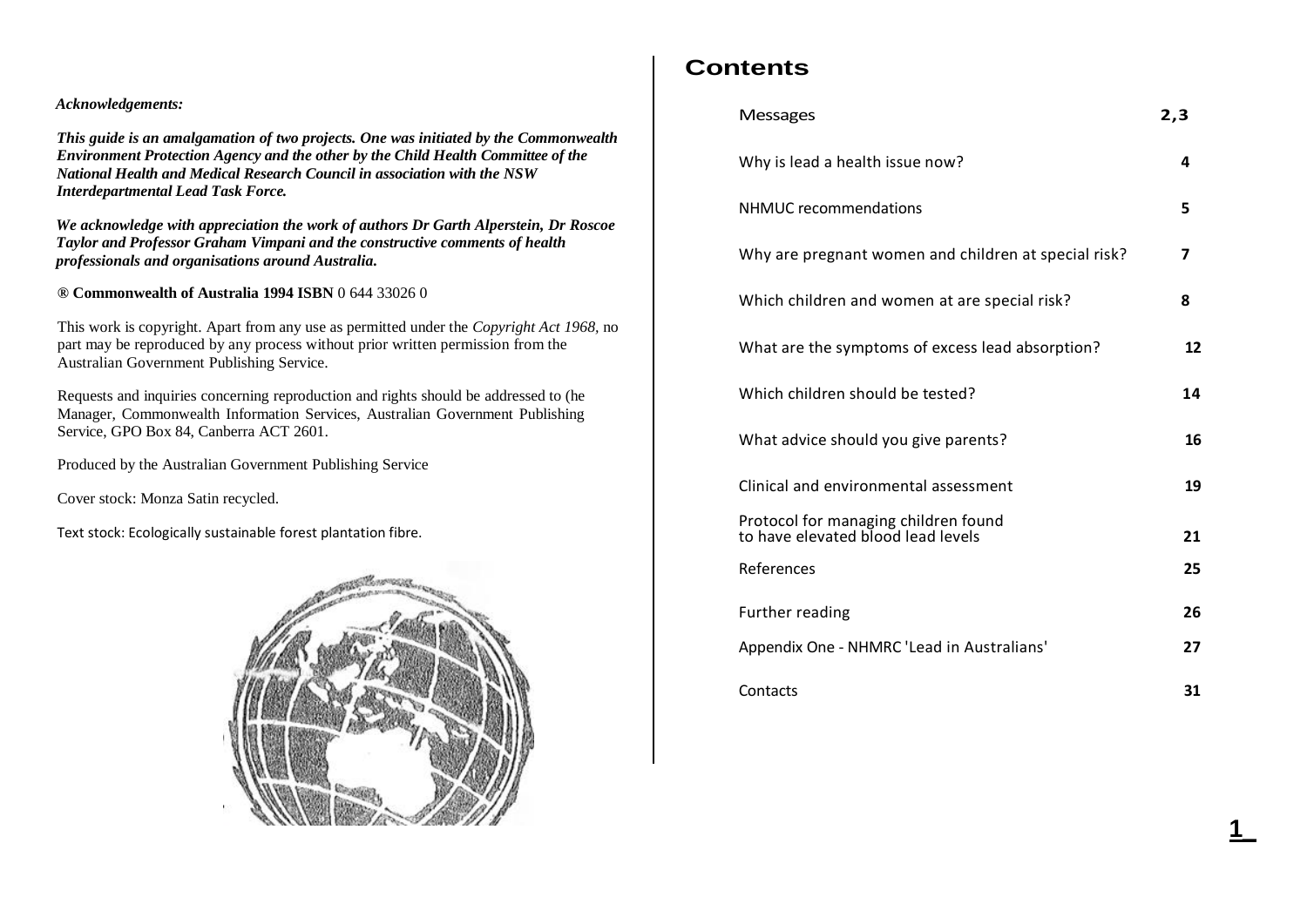*Acknowledgements:*

***This guide is an amalgamation of two projects. One was initiated by the Commonwealth Environment Protection Agency and the other by the Child Health Committee of the National Health and Medical Research Council in association with the NSW Interdepartmental Lead Task Force.***

***We acknowledge with appreciation the work of authors Dr Garth Alperstein, Dr Roscoe Taylor and Professor Graham Vimpani and the constructive comments of health professionals and organisations around Australia.***

**® Commonwealth of Australia 1994 ISBN** 0 644 33026 0

This work is copyright. Apart from any use as permitted under the *Copyright Act 1968,* no part may be reproduced by any process without prior written permission from the Australian Government Publishing Service.

Requests and inquiries concerning reproduction and rights should be addressed to (he Manager, Commonwealth Information Services, Australian Government Publishing Service, GPO Box 84, Canberra ACT 2601.

Produced by the Australian Government Publishing Service

Cover stock: Monza Satin recycled.

Text stock: Ecologically sustainable forest plantation fibre.

# Contents

| | |
|---|---|
| Messages | **2,3** |
| Why is lead a health issue now? | **4** |
| NHMUC recommendations | **5** |
| Why are pregnant women and children at special risk? | **7** |
| Which children and women at are special risk? | **8** |
| What are the symptoms of excess lead absorption? | **12** |
| Which children should be tested? | **14** |
| What advice should you give parents? | **16** |
| Clinical and environmental assessment | **19** |
| Protocol for managing children found to have elevated blood lead levels | **21** |
| References | **25** |
| Further reading | **26** |
| Appendix One - NHMRC 'Lead in Australians' | **27** |
| Contacts | **31** |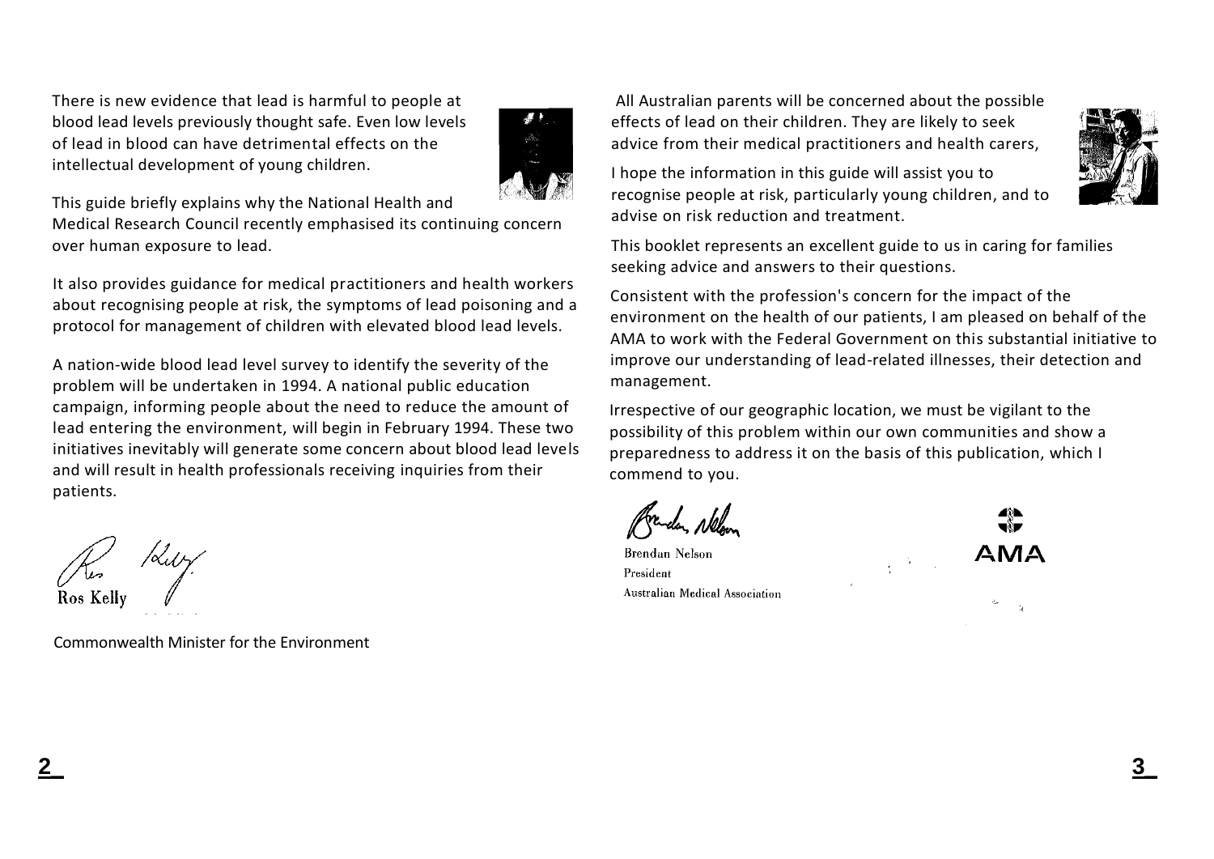There is new evidence that lead is harmful to people at blood lead levels previously thought safe. Even low levels of lead in blood can have detrimental effects on the intellectual development of young children.

This guide briefly explains why the National Health and Medical Research Council recently emphasised its continuing concern over human exposure to lead.

It also provides guidance for medical practitioners and health workers about recognising people at risk, the symptoms of lead poisoning and a protocol for management of children with elevated blood lead levels.

A nation-wide blood lead level survey to identify the severity of the problem will be undertaken in 1994. A national public education campaign, informing people about the need to reduce the amount of lead entering the environment, will begin in February 1994. These two initiatives inevitably will generate some concern about blood lead levels and will result in health professionals receiving inquiries from their patients.

Ros Kelly

Commonwealth Minister for the Environment

All Australian parents will be concerned about the possible effects of lead on their children. They are likely to seek advice from their medical practitioners and health carers,

I hope the information in this guide will assist you to recognise people at risk, particularly young children, and to advise on risk reduction and treatment.

This booklet represents an excellent guide to us in caring for families seeking advice and answers to their questions.

Consistent with the profession's concern for the impact of the environment on the health of our patients, I am pleased on behalf of the AMA to work with the Federal Government on this substantial initiative to improve our understanding of lead-related illnesses, their detection and management.

Irrespective of our geographic location, we must be vigilant to the possibility of this problem within our own communities and show a preparedness to address it on the basis of this publication, which I commend to you.

Brendan Nelson
President
Australian Medical Association

AMA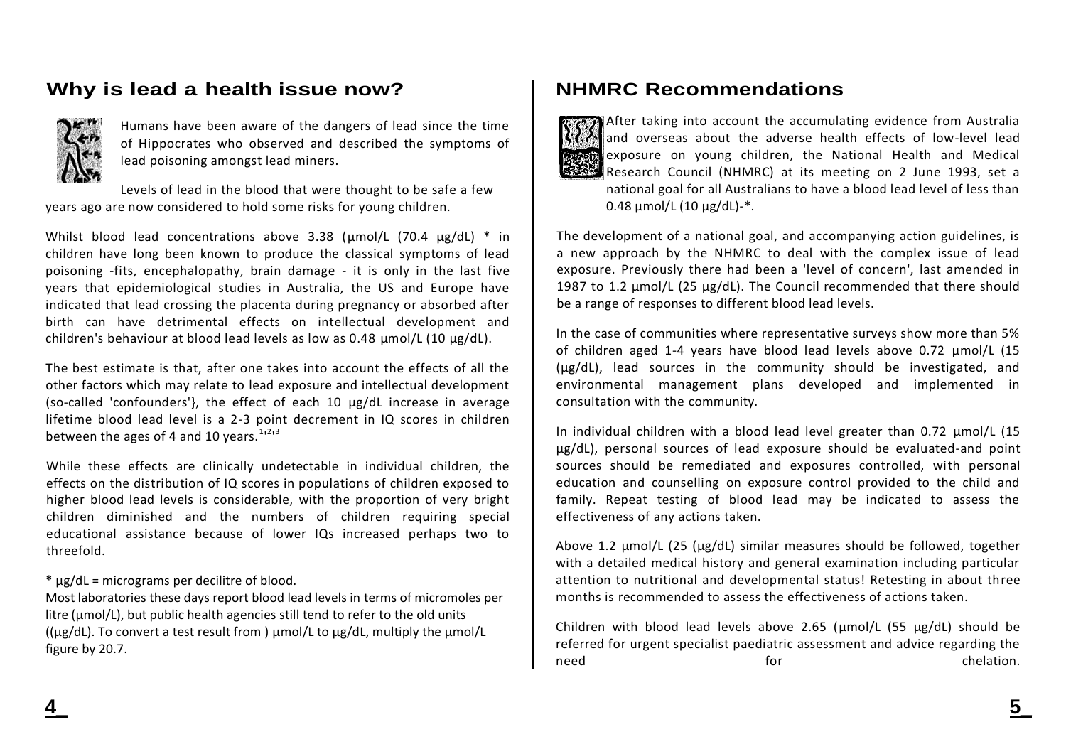## Why is lead a health issue now?

Humans have been aware of the dangers of lead since the time of Hippocrates who observed and described the symptoms of lead poisoning amongst lead miners.

Levels of lead in the blood that were thought to be safe a few years ago are now considered to hold some risks for young children.

Whilst blood lead concentrations above 3.38 (µmol/L (70.4 µg/dL) * in children have long been known to produce the classical symptoms of lead poisoning -fits, encephalopathy, brain damage - it is only in the last five years that epidemiological studies in Australia, the US and Europe have indicated that lead crossing the placenta during pregnancy or absorbed after birth can have detrimental effects on intellectual development and children's behaviour at blood lead levels as low as 0.48 µmol/L (10 µg/dL).

The best estimate is that, after one takes into account the effects of all the other factors which may relate to lead exposure and intellectual development (so-called 'confounders'}, the effect of each 10 µg/dL increase in average lifetime blood lead level is a 2-3 point decrement in IQ scores in children between the ages of 4 and 10 years.[1,2,3]

While these effects are clinically undetectable in individual children, the effects on the distribution of IQ scores in populations of children exposed to higher blood lead levels is considerable, with the proportion of very bright children diminished and the numbers of children requiring special educational assistance because of lower IQs increased perhaps two to threefold.

* µg/dL = micrograms per decilitre of blood.
Most laboratories these days report blood lead levels in terms of micromoles per litre (µmol/L), but public health agencies still tend to refer to the old units ((µg/dL). To convert a test result from ) µmol/L to µg/dL, multiply the µmol/L figure by 20.7.

## NHMRC Recommendations

After taking into account the accumulating evidence from Australia and overseas about the adverse health effects of low-level lead exposure on young children, the National Health and Medical Research Council (NHMRC) at its meeting on 2 June 1993, set a national goal for all Australians to have a blood lead level of less than 0.48 µmol/L (10 µg/dL)-*.

The development of a national goal, and accompanying action guidelines, is a new approach by the NHMRC to deal with the complex issue of lead exposure. Previously there had been a 'level of concern', last amended in 1987 to 1.2 µmol/L (25 µg/dL). The Council recommended that there should be a range of responses to different blood lead levels.

In the case of communities where representative surveys show more than 5% of children aged 1-4 years have blood lead levels above 0.72 µmol/L (15 (µg/dL), lead sources in the community should be investigated, and environmental management plans developed and implemented in consultation with the community.

In individual children with a blood lead level greater than 0.72 µmol/L (15 µg/dL), personal sources of lead exposure should be evaluated-and point sources should be remediated and exposures controlled, with personal education and counselling on exposure control provided to the child and family. Repeat testing of blood lead may be indicated to assess the effectiveness of any actions taken.

Above 1.2 µmol/L (25 (µg/dL) similar measures should be followed, together with a detailed medical history and general examination including particular attention to nutritional and developmental status! Retesting in about three months is recommended to assess the effectiveness of actions taken.

Children with blood lead levels above 2.65 (µmol/L (55 µg/dL) should be referred for urgent specialist paediatric assessment and advice regarding the need for chelation.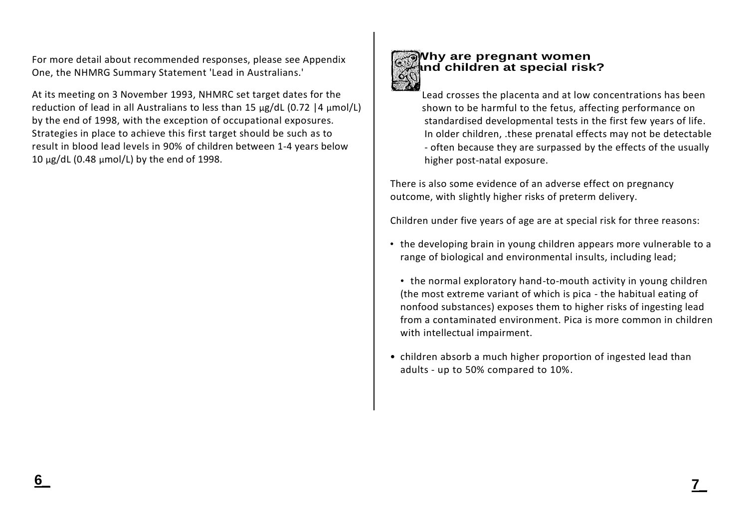For more detail about recommended responses, please see Appendix One, the NHMRG Summary Statement 'Lead in Australians.'

At its meeting on 3 November 1993, NHMRC set target dates for the reduction of lead in all Australians to less than 15 μg/dL (0.72 |4 μmol/L) by the end of 1998, with the exception of occupational exposures. Strategies in place to achieve this first target should be such as to result in blood lead levels in 90% of children between 1-4 years below 10 μg/dL (0.48 μmol/L) by the end of 1998.

## Why are pregnant women and children at special risk?

Lead crosses the placenta and at low concentrations has been shown to be harmful to the fetus, affecting performance on standardised developmental tests in the first few years of life. In older children, .these prenatal effects may not be detectable - often because they are surpassed by the effects of the usually higher post-natal exposure.

There is also some evidence of an adverse effect on pregnancy outcome, with slightly higher risks of preterm delivery.

Children under five years of age are at special risk for three reasons:

- the developing brain in young children appears more vulnerable to a range of biological and environmental insults, including lead;
- the normal exploratory hand-to-mouth activity in young children (the most extreme variant of which is pica - the habitual eating of nonfood substances) exposes them to higher risks of ingesting lead from a contaminated environment. Pica is more common in children with intellectual impairment.
- children absorb a much higher proportion of ingested lead than adults - up to 50% compared to 10%.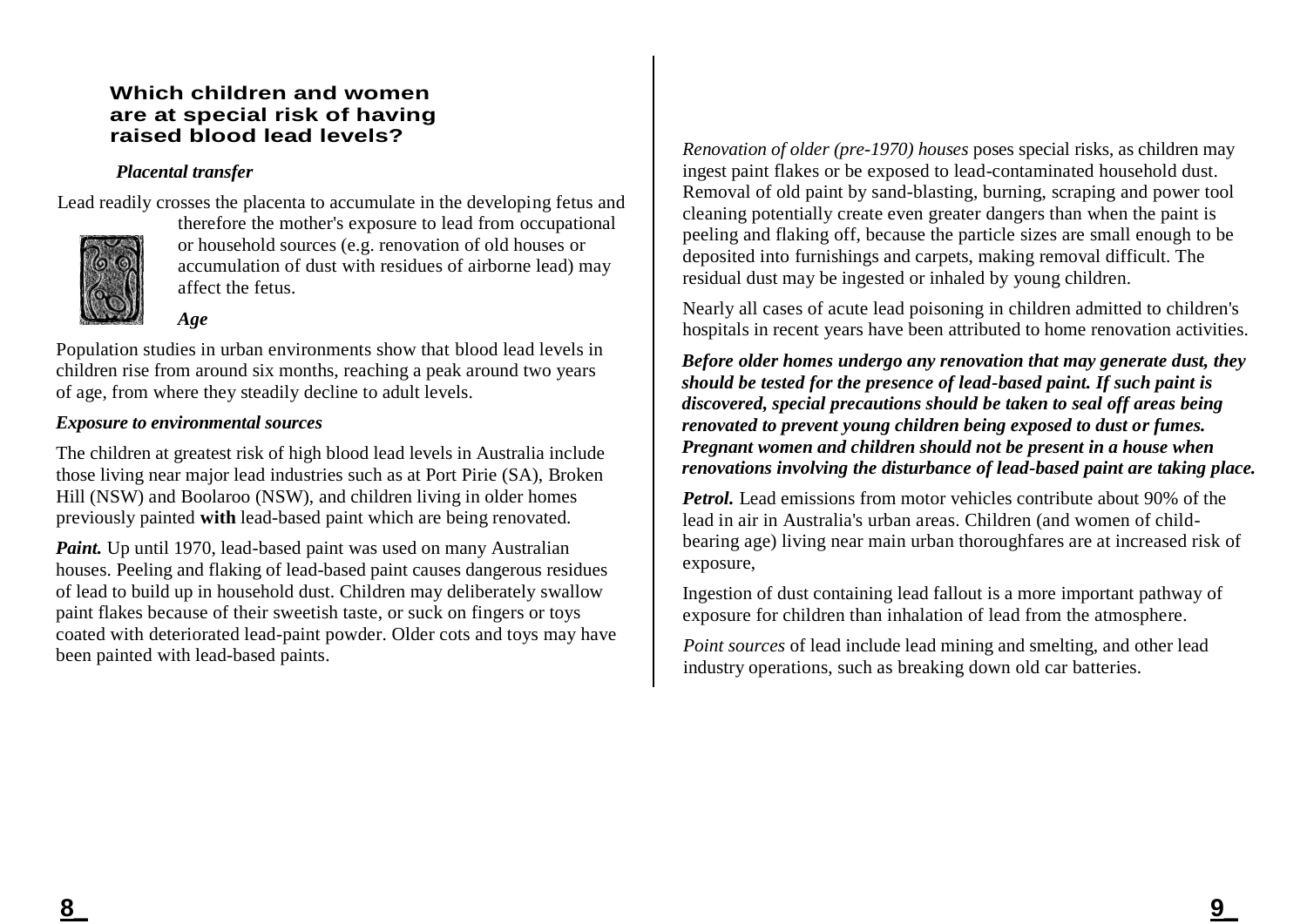## Which children and women are at special risk of having raised blood lead levels?

***Placental transfer***

Lead readily crosses the placenta to accumulate in the developing fetus and therefore the mother's exposure to lead from occupational or household sources (e.g. renovation of old houses or accumulation of dust with residues of airborne lead) may affect the fetus.

***Age***

Population studies in urban environments show that blood lead levels in children rise from around six months, reaching a peak around two years of age, from where they steadily decline to adult levels.

***Exposure to environmental sources***

The children at greatest risk of high blood lead levels in Australia include those living near major lead industries such as at Port Pirie (SA), Broken Hill (NSW) and Boolaroo (NSW), and children living in older homes previously painted **with** lead-based paint which are being renovated.

***Paint.*** Up until 1970, lead-based paint was used on many Australian houses. Peeling and flaking of lead-based paint causes dangerous residues of lead to build up in household dust. Children may deliberately swallow paint flakes because of their sweetish taste, or suck on fingers or toys coated with deteriorated lead-paint powder. Older cots and toys may have been painted with lead-based paints.

*Renovation of older (pre-1970) houses* poses special risks, as children may ingest paint flakes or be exposed to lead-contaminated household dust. Removal of old paint by sand-blasting, burning, scraping and power tool cleaning potentially create even greater dangers than when the paint is peeling and flaking off, because the particle sizes are small enough to be deposited into furnishings and carpets, making removal difficult. The residual dust may be ingested or inhaled by young children.

Nearly all cases of acute lead poisoning in children admitted to children's hospitals in recent years have been attributed to home renovation activities.

***Before older homes undergo any renovation that may generate dust, they should be tested for the presence of lead-based paint. If such paint is discovered, special precautions should be taken to seal off areas being renovated to prevent young children being exposed to dust or fumes. Pregnant women and children should not be present in a house when renovations involving the disturbance of lead-based paint are taking place.***

***Petrol.*** Lead emissions from motor vehicles contribute about 90% of the lead in air in Australia's urban areas. Children (and women of child-bearing age) living near main urban thoroughfares are at increased risk of exposure,

Ingestion of dust containing lead fallout is a more important pathway of exposure for children than inhalation of lead from the atmosphere.

*Point sources* of lead include lead mining and smelting, and other lead industry operations, such as breaking down old car batteries.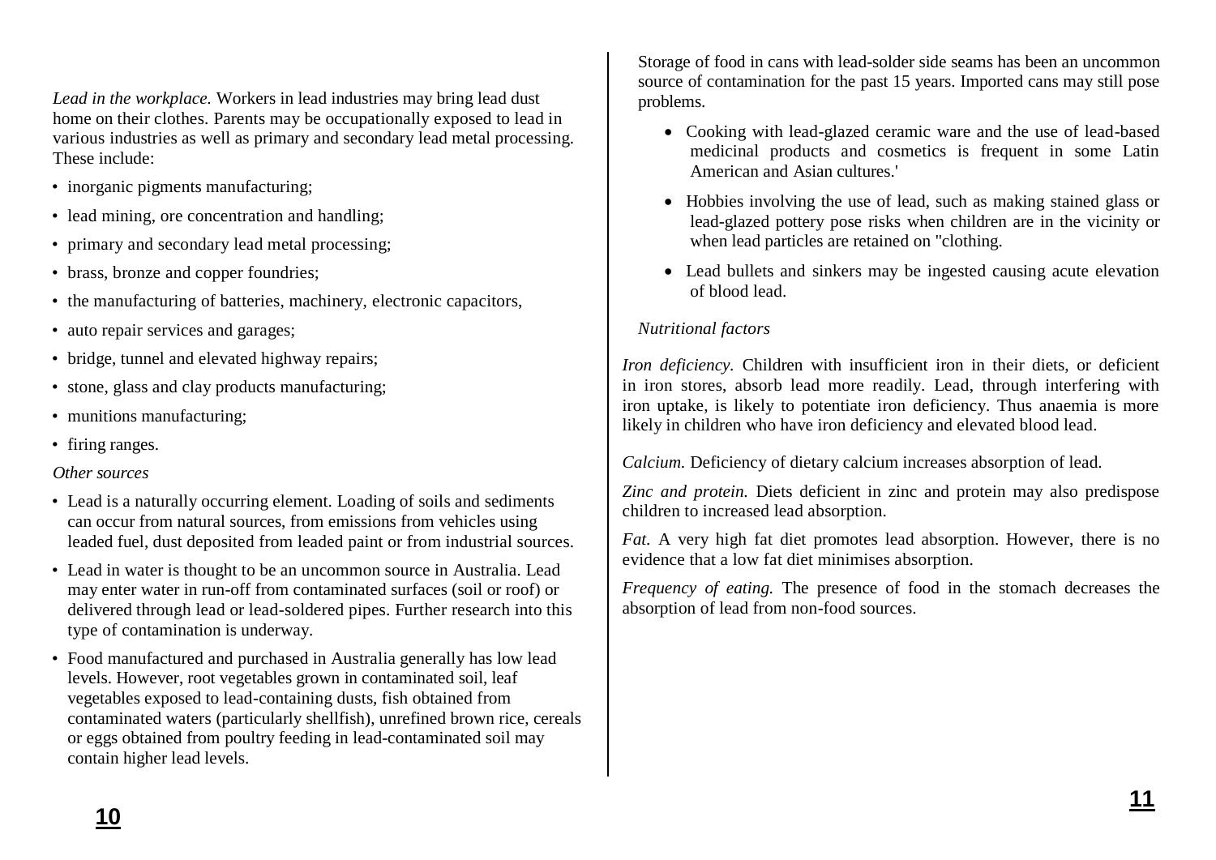*Lead in the workplace.* Workers in lead industries may bring lead dust home on their clothes. Parents may be occupationally exposed to lead in various industries as well as primary and secondary lead metal processing. These include:

- inorganic pigments manufacturing;
- lead mining, ore concentration and handling;
- primary and secondary lead metal processing;
- brass, bronze and copper foundries;
- the manufacturing of batteries, machinery, electronic capacitors,
- auto repair services and garages;
- bridge, tunnel and elevated highway repairs;
- stone, glass and clay products manufacturing;
- munitions manufacturing;
- firing ranges.

*Other sources*

- Lead is a naturally occurring element. Loading of soils and sediments can occur from natural sources, from emissions from vehicles using leaded fuel, dust deposited from leaded paint or from industrial sources.
- Lead in water is thought to be an uncommon source in Australia. Lead may enter water in run-off from contaminated surfaces (soil or roof) or delivered through lead or lead-soldered pipes. Further research into this type of contamination is underway.
- Food manufactured and purchased in Australia generally has low lead levels. However, root vegetables grown in contaminated soil, leaf vegetables exposed to lead-containing dusts, fish obtained from contaminated waters (particularly shellfish), unrefined brown rice, cereals or eggs obtained from poultry feeding in lead-contaminated soil may contain higher lead levels.

Storage of food in cans with lead-solder side seams has been an uncommon source of contamination for the past 15 years. Imported cans may still pose problems.

- Cooking with lead-glazed ceramic ware and the use of lead-based medicinal products and cosmetics is frequent in some Latin American and Asian cultures.'
- Hobbies involving the use of lead, such as making stained glass or lead-glazed pottery pose risks when children are in the vicinity or when lead particles are retained on "clothing.
- Lead bullets and sinkers may be ingested causing acute elevation of blood lead.

*Nutritional factors*

*Iron deficiency.* Children with insufficient iron in their diets, or deficient in iron stores, absorb lead more readily. Lead, through interfering with iron uptake, is likely to potentiate iron deficiency. Thus anaemia is more likely in children who have iron deficiency and elevated blood lead.

*Calcium.* Deficiency of dietary calcium increases absorption of lead.

*Zinc and protein.* Diets deficient in zinc and protein may also predispose children to increased lead absorption.

*Fat.* A very high fat diet promotes lead absorption. However, there is no evidence that a low fat diet minimises absorption.

*Frequency of eating.* The presence of food in the stomach decreases the absorption of lead from non-food sources.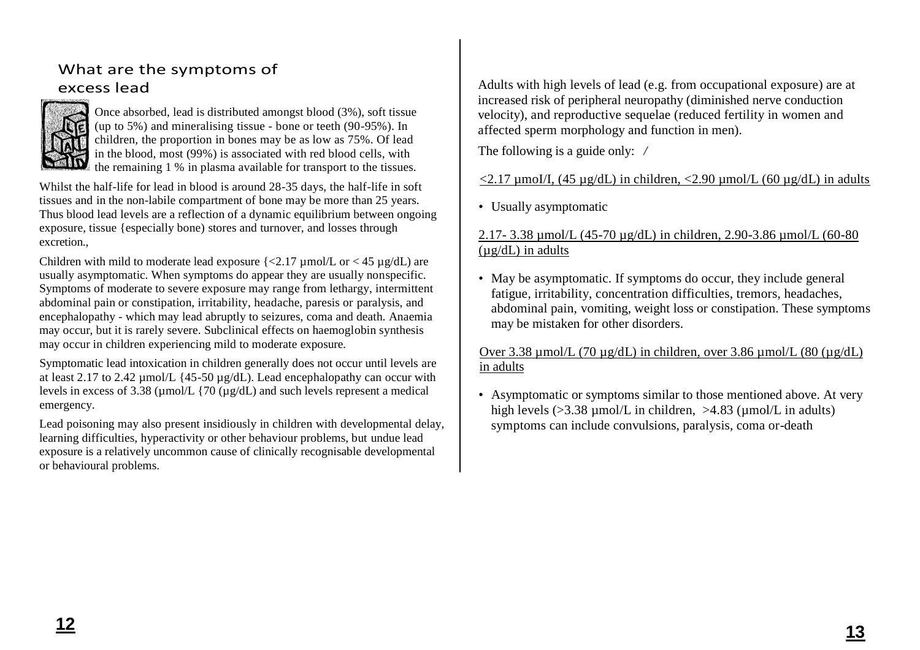## What are the symptoms of excess lead

Once absorbed, lead is distributed amongst blood (3%), soft tissue (up to 5%) and mineralising tissue - bone or teeth (90-95%). In children, the proportion in bones may be as low as 75%. Of lead in the blood, most (99%) is associated with red blood cells, with the remaining 1 % in plasma available for transport to the tissues.

Whilst the half-life for lead in blood is around 28-35 days, the half-life in soft tissues and in the non-labile compartment of bone may be more than 25 years. Thus blood lead levels are a reflection of a dynamic equilibrium between ongoing exposure, tissue {especially bone) stores and turnover, and losses through excretion.,

Children with mild to moderate lead exposure {<2.17 µmol/L or < 45 µg/dL) are usually asymptomatic. When symptoms do appear they are usually nonspecific. Symptoms of moderate to severe exposure may range from lethargy, intermittent abdominal pain or constipation, irritability, headache, paresis or paralysis, and encephalopathy - which may lead abruptly to seizures, coma and death. Anaemia may occur, but it is rarely severe. Subclinical effects on haemoglobin synthesis may occur in children experiencing mild to moderate exposure.

Symptomatic lead intoxication in children generally does not occur until levels are at least 2.17 to 2.42 µmol/L {45-50 µg/dL). Lead encephalopathy can occur with levels in excess of 3.38 (µmol/L {70 (µg/dL) and such levels represent a medical emergency.

Lead poisoning may also present insidiously in children with developmental delay, learning difficulties, hyperactivity or other behaviour problems, but undue lead exposure is a relatively uncommon cause of clinically recognisable developmental or behavioural problems.

Adults with high levels of lead (e.g. from occupational exposure) are at increased risk of peripheral neuropathy (diminished nerve conduction velocity), and reproductive sequelae (reduced fertility in women and affected sperm morphology and function in men).

The following is a guide only: /

<2.17 µmoI/I, (45 µg/dL) in children, <2.90 µmol/L (60 µg/dL) in adults

- Usually asymptomatic

2.17- 3.38 µmol/L (45-70 µg/dL) in children, 2.90-3.86 µmol/L (60-80 (µg/dL) in adults

- May be asymptomatic. If symptoms do occur, they include general fatigue, irritability, concentration difficulties, tremors, headaches, abdominal pain, vomiting, weight loss or constipation. These symptoms may be mistaken for other disorders.

Over 3.38 µmol/L (70 µg/dL) in children, over 3.86 µmol/L (80 (µg/dL) in adults

- Asymptomatic or symptoms similar to those mentioned above. At very high levels (>3.38 µmol/L in children, >4.83 (µmol/L in adults) symptoms can include convulsions, paralysis, coma or-death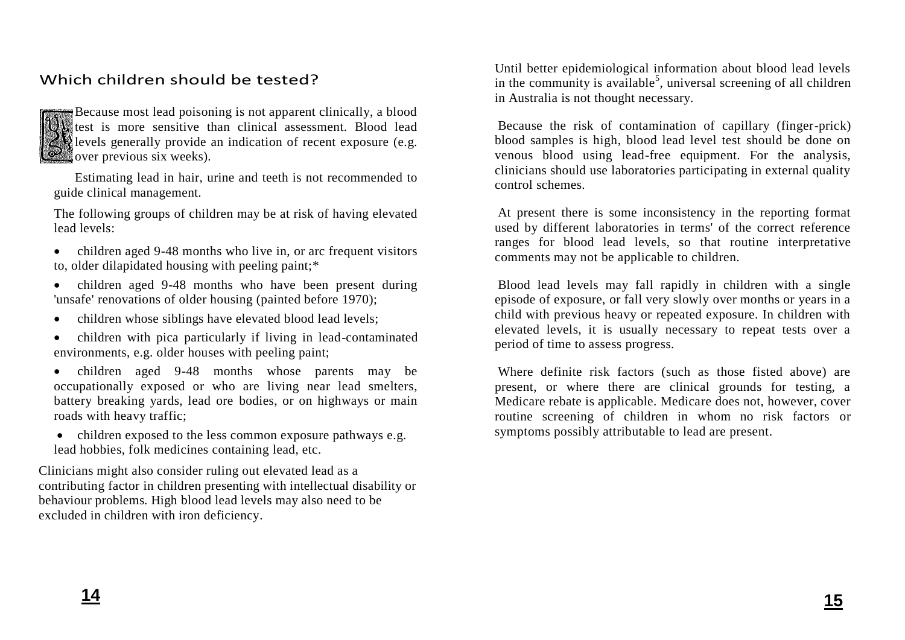## Which children should be tested?

Because most lead poisoning is not apparent clinically, a blood test is more sensitive than clinical assessment. Blood lead levels generally provide an indication of recent exposure (e.g. over previous six weeks).

Estimating lead in hair, urine and teeth is not recommended to guide clinical management.

The following groups of children may be at risk of having elevated lead levels:

- children aged 9-48 months who live in, or arc frequent visitors to, older dilapidated housing with peeling paint;*
- children aged 9-48 months who have been present during 'unsafe' renovations of older housing (painted before 1970);
- children whose siblings have elevated blood lead levels;
- children with pica particularly if living in lead-contaminated environments, e.g. older houses with peeling paint;
- children aged 9-48 months whose parents may be occupationally exposed or who are living near lead smelters, battery breaking yards, lead ore bodies, or on highways or main roads with heavy traffic;
- children exposed to the less common exposure pathways e.g. lead hobbies, folk medicines containing lead, etc.

Clinicians might also consider ruling out elevated lead as a contributing factor in children presenting with intellectual disability or behaviour problems. High blood lead levels may also need to be excluded in children with iron deficiency.

Until better epidemiological information about blood lead levels in the community is available[5], universal screening of all children in Australia is not thought necessary.

Because the risk of contamination of capillary (finger-prick) blood samples is high, blood lead level test should be done on venous blood using lead-free equipment. For the analysis, clinicians should use laboratories participating in external quality control schemes.

At present there is some inconsistency in the reporting format used by different laboratories in terms' of the correct reference ranges for blood lead levels, so that routine interpretative comments may not be applicable to children.

Blood lead levels may fall rapidly in children with a single episode of exposure, or fall very slowly over months or years in a child with previous heavy or repeated exposure. In children with elevated levels, it is usually necessary to repeat tests over a period of time to assess progress.

Where definite risk factors (such as those fisted above) are present, or where there are clinical grounds for testing, a Medicare rebate is applicable. Medicare does not, however, cover routine screening of children in whom no risk factors or symptoms possibly attributable to lead are present.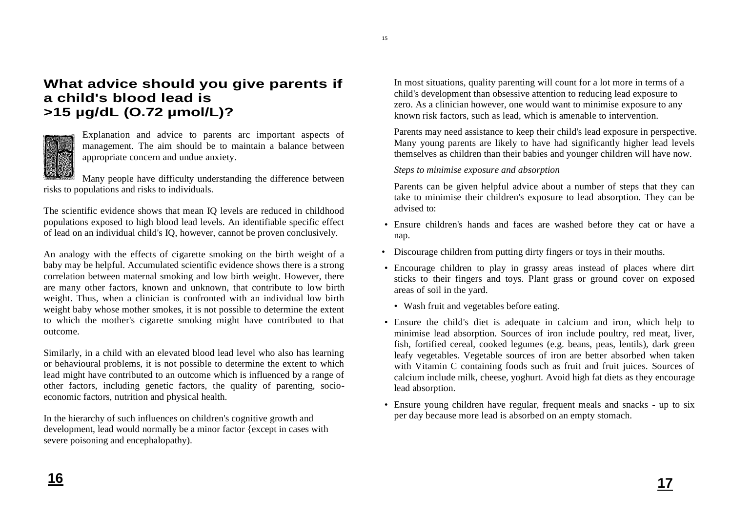## What advice should you give parents if a child's blood lead is >15 µg/dL (O.72 µmol/L)?

Explanation and advice to parents arc important aspects of management. The aim should be to maintain a balance between appropriate concern and undue anxiety.

Many people have difficulty understanding the difference between risks to populations and risks to individuals.

The scientific evidence shows that mean IQ levels are reduced in childhood populations exposed to high blood lead levels. An identifiable specific effect of lead on an individual child's IQ, however, cannot be proven conclusively.

An analogy with the effects of cigarette smoking on the birth weight of a baby may be helpful. Accumulated scientific evidence shows there is a strong correlation between maternal smoking and low birth weight. However, there are many other factors, known and unknown, that contribute to low birth weight. Thus, when a clinician is confronted with an individual low birth weight baby whose mother smokes, it is not possible to determine the extent to which the mother's cigarette smoking might have contributed to that outcome.

Similarly, in a child with an elevated blood lead level who also has learning or behavioural problems, it is not possible to determine the extent to which lead might have contributed to an outcome which is influenced by a range of other factors, including genetic factors, the quality of parenting, socio-economic factors, nutrition and physical health.

In the hierarchy of such influences on children's cognitive growth and development, lead would normally be a minor factor {except in cases with severe poisoning and encephalopathy).

In most situations, quality parenting will count for a lot more in terms of a child's development than obsessive attention to reducing lead exposure to zero. As a clinician however, one would want to minimise exposure to any known risk factors, such as lead, which is amenable to intervention.

Parents may need assistance to keep their child's lead exposure in perspective. Many young parents are likely to have had significantly higher lead levels themselves as children than their babies and younger children will have now.

*Steps to minimise exposure and absorption*

Parents can be given helpful advice about a number of steps that they can take to minimise their children's exposure to lead absorption. They can be advised to:

- Ensure children's hands and faces are washed before they cat or have a nap.
- Discourage children from putting dirty fingers or toys in their mouths.
- Encourage children to play in grassy areas instead of places where dirt sticks to their fingers and toys. Plant grass or ground cover on exposed areas of soil in the yard.
- Wash fruit and vegetables before eating.
- Ensure the child's diet is adequate in calcium and iron, which help to minimise lead absorption. Sources of iron include poultry, red meat, liver, fish, fortified cereal, cooked legumes (e.g. beans, peas, lentils), dark green leafy vegetables. Vegetable sources of iron are better absorbed when taken with Vitamin C containing foods such as fruit and fruit juices. Sources of calcium include milk, cheese, yoghurt. Avoid high fat diets as they encourage lead absorption.
- Ensure young children have regular, frequent meals and snacks - up to six per day because more lead is absorbed on an empty stomach.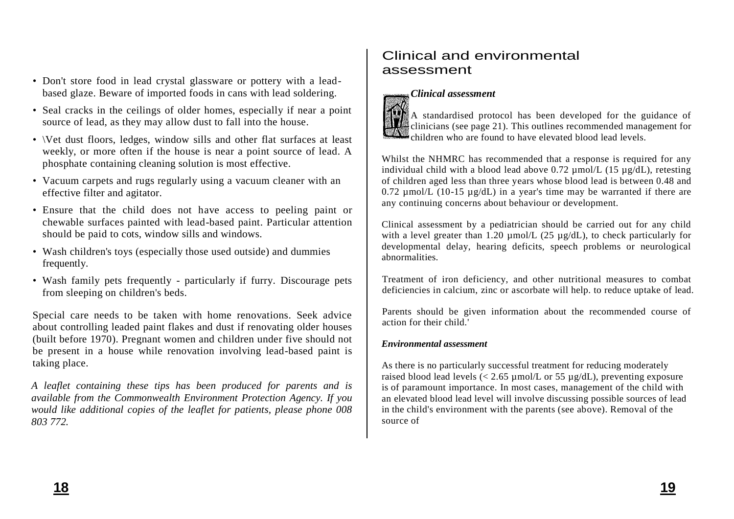- Don't store food in lead crystal glassware or pottery with a lead-based glaze. Beware of imported foods in cans with lead soldering.
- Seal cracks in the ceilings of older homes, especially if near a point source of lead, as they may allow dust to fall into the house.
- \Vet dust floors, ledges, window sills and other flat surfaces at least weekly, or more often if the house is near a point source of lead. A phosphate containing cleaning solution is most effective.
- Vacuum carpets and rugs regularly using a vacuum cleaner with an effective filter and agitator.
- Ensure that the child does not have access to peeling paint or chewable surfaces painted with lead-based paint. Particular attention should be paid to cots, window sills and windows.
- Wash children's toys (especially those used outside) and dummies frequently.
- Wash family pets frequently - particularly if furry. Discourage pets from sleeping on children's beds.

Special care needs to be taken with home renovations. Seek advice about controlling leaded paint flakes and dust if renovating older houses (built before 1970). Pregnant women and children under five should not be present in a house while renovation involving lead-based paint is taking place.

*A leaflet containing these tips has been produced for parents and is available from the Commonwealth Environment Protection Agency. If you would like additional copies of the leaflet for patients, please phone 008 803 772.*

## Clinical and environmental assessment

### *Clinical assessment*

A standardised protocol has been developed for the guidance of clinicians (see page 21). This outlines recommended management for children who are found to have elevated blood lead levels.

Whilst the NHMRC has recommended that a response is required for any individual child with a blood lead above 0.72 µmol/L (15 µg/dL), retesting of children aged less than three years whose blood lead is between 0.48 and 0.72 µmol/L (10-15 µg/dL) in a year's time may be warranted if there are any continuing concerns about behaviour or development.

Clinical assessment by a pediatrician should be carried out for any child with a level greater than 1.20 µmol/L (25 µg/dL), to check particularly for developmental delay, hearing deficits, speech problems or neurological abnormalities.

Treatment of iron deficiency, and other nutritional measures to combat deficiencies in calcium, zinc or ascorbate will help. to reduce uptake of lead.

Parents should be given information about the recommended course of action for their child.'

### *Environmental assessment*

As there is no particularly successful treatment for reducing moderately raised blood lead levels (< 2.65 µmol/L or 55 µg/dL), preventing exposure is of paramount importance. In most cases, management of the child with an elevated blood lead level will involve discussing possible sources of lead in the child's environment with the parents (see above). Removal of the source of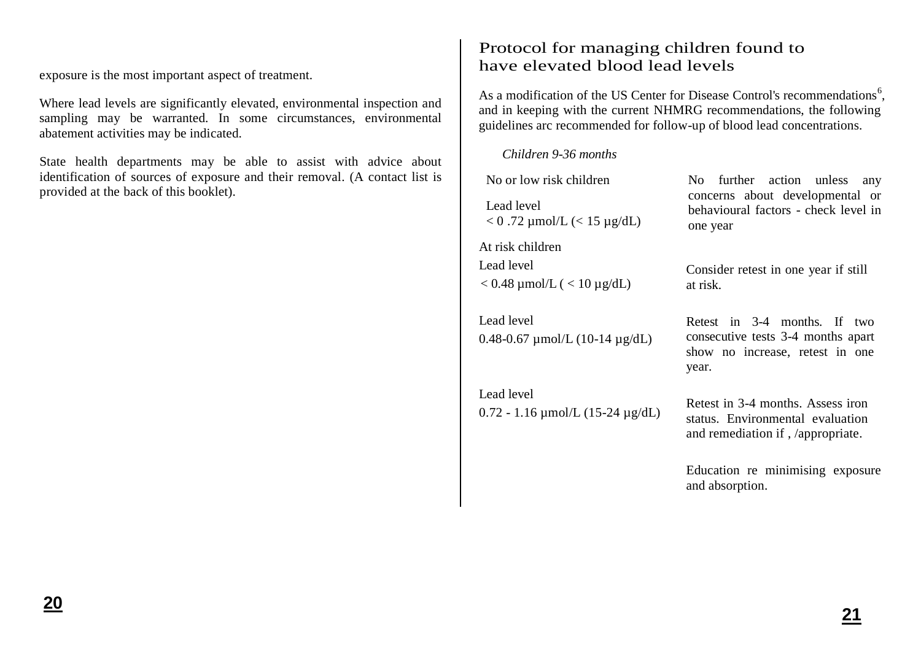exposure is the most important aspect of treatment.

Where lead levels are significantly elevated, environmental inspection and sampling may be warranted. In some circumstances, environmental abatement activities may be indicated.

State health departments may be able to assist with advice about identification of sources of exposure and their removal. (A contact list is provided at the back of this booklet).

## Protocol for managing children found to have elevated blood lead levels

As a modification of the US Center for Disease Control's recommendations[6], and in keeping with the current NHMRG recommendations, the following guidelines arc recommended for follow-up of blood lead concentrations.

*Children 9-36 months*

| | |
|---|---|
| No or low risk children<br>Lead level<br>< 0 .72 µmol/L (< 15 µg/dL) | No further action unless any concerns about developmental or behavioural factors - check level in one year |
| At risk children<br>Lead level<br>< 0.48 µmol/L ( < 10 µg/dL) | Consider retest in one year if still at risk. |
| Lead level<br>0.48-0.67 µmol/L (10-14 µg/dL) | Retest in 3-4 months. If two consecutive tests 3-4 months apart show no increase, retest in one year. |
| Lead level<br>0.72 - 1.16 µmol/L (15-24 µg/dL) | Retest in 3-4 months. Assess iron status. Environmental evaluation and remediation if , /appropriate.<br><br>Education re minimising exposure and absorption. |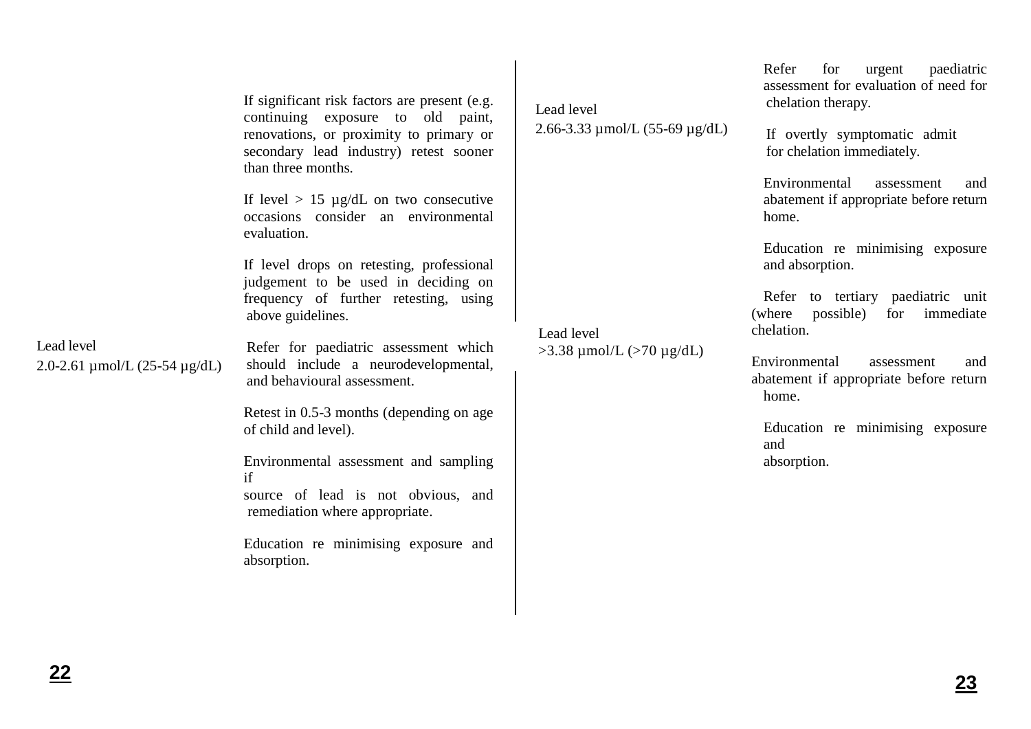If significant risk factors are present (e.g. continuing exposure to old paint, renovations, or proximity to primary or secondary lead industry) retest sooner than three months.

If level > 15 µg/dL on two consecutive occasions consider an environmental evaluation.

If level drops on retesting, professional judgement to be used in deciding on frequency of further retesting, using above guidelines.

| Lead level | Action |
|---|---|
| Lead level 2.0-2.61 µmol/L (25-54 µg/dL) | Refer for paediatric assessment which should include a neurodevelopmental, and behavioural assessment.<br><br>Retest in 0.5-3 months (depending on age of child and level).<br><br>Environmental assessment and sampling if source of lead is not obvious, and remediation where appropriate.<br><br>Education re minimising exposure and absorption. |
| Lead level 2.66-3.33 µmol/L (55-69 µg/dL) | Refer for urgent paediatric assessment for evaluation of need for chelation therapy.<br><br>If overtly symptomatic admit for chelation immediately.<br><br>Environmental assessment and abatement if appropriate before return home.<br><br>Education re minimising exposure and absorption. |
| Lead level >3.38 µmol/L (>70 µg/dL) | Refer to tertiary paediatric unit (where possible) for immediate chelation.<br><br>Environmental assessment and abatement if appropriate before return home.<br><br>Education re minimising exposure and absorption. |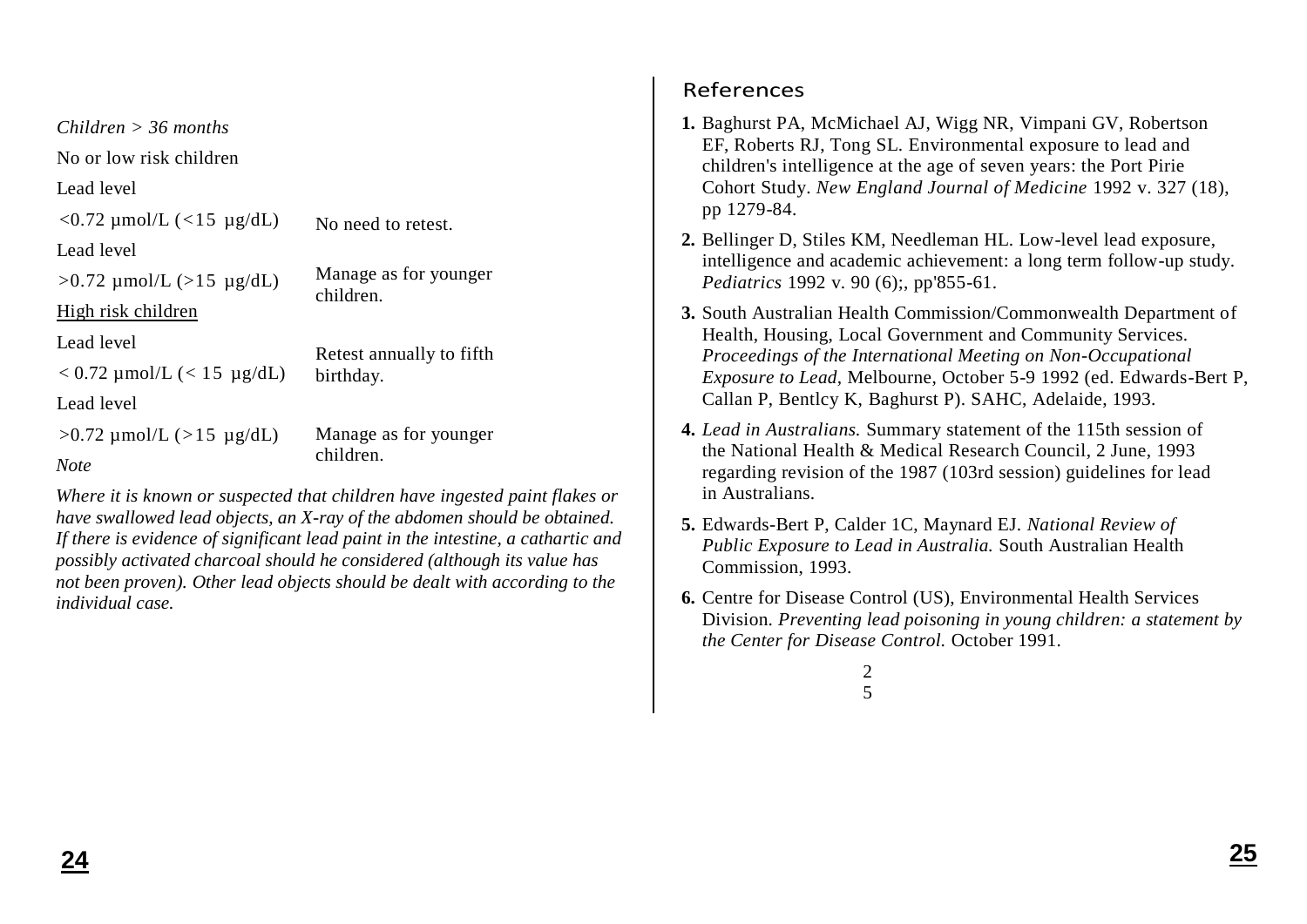*Children > 36 months*

No or low risk children

| Lead level | |
|---|---|
| <0.72 µmol/L (<15 µg/dL) | No need to retest. |
| >0.72 µmol/L (>15 µg/dL) | Manage as for younger children. |

High risk children

| Lead level | |
|---|---|
| < 0.72 µmol/L (< 15 µg/dL) | Retest annually to fifth birthday. |
| >0.72 µmol/L (>15 µg/dL) | Manage as for younger children. |

*Note*

*Where it is known or suspected that children have ingested paint flakes or have swallowed lead objects, an X-ray of the abdomen should be obtained. If there is evidence of significant lead paint in the intestine, a cathartic and possibly activated charcoal should he considered (although its value has not been proven). Other lead objects should be dealt with according to the individual case.*

## References

1. Baghurst PA, McMichael AJ, Wigg NR, Vimpani GV, Robertson EF, Roberts RJ, Tong SL. Environmental exposure to lead and children's intelligence at the age of seven years: the Port Pirie Cohort Study. *New England Journal of Medicine* 1992 v. 327 (18), pp 1279-84.
2. Bellinger D, Stiles KM, Needleman HL. Low-level lead exposure, intelligence and academic achievement: a long term follow-up study. *Pediatrics* 1992 v. 90 (6);, pp'855-61.
3. South Australian Health Commission/Commonwealth Department of Health, Housing, Local Government and Community Services. *Proceedings of the International Meeting on Non-Occupational Exposure to Lead,* Melbourne, October 5-9 1992 (ed. Edwards-Bert P, Callan P, Bentlcy K, Baghurst P). SAHC, Adelaide, 1993.
4. *Lead in Australians.* Summary statement of the 115th session of the National Health & Medical Research Council, 2 June, 1993 regarding revision of the 1987 (103rd session) guidelines for lead in Australians.
5. Edwards-Bert P, Calder 1C, Maynard EJ. *National Review of Public Exposure to Lead in Australia.* South Australian Health Commission, 1993.
6. Centre for Disease Control (US), Environmental Health Services Division. *Preventing lead poisoning in young children: a statement by the Center for Disease Control.* October 1991.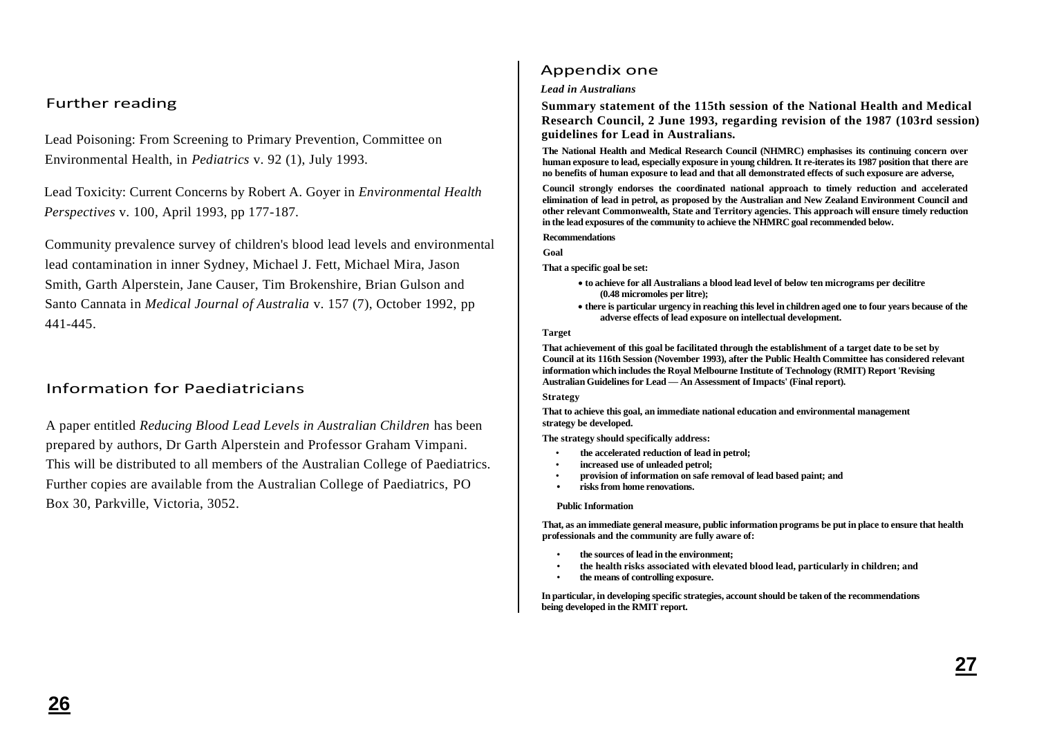## Further reading

Lead Poisoning: From Screening to Primary Prevention, Committee on Environmental Health, in *Pediatrics* v. 92 (1), July 1993.

Lead Toxicity: Current Concerns by Robert A. Goyer in *Environmental Health Perspectives* v. 100, April 1993, pp 177-187.

Community prevalence survey of children's blood lead levels and environmental lead contamination in inner Sydney, Michael J. Fett, Michael Mira, Jason Smith, Garth Alperstein, Jane Causer, Tim Brokenshire, Brian Gulson and Santo Cannata in *Medical Journal of Australia* v. 157 (7), October 1992, pp 441-445.

## Information for Paediatricians

A paper entitled *Reducing Blood Lead Levels in Australian Children* has been prepared by authors, Dr Garth Alperstein and Professor Graham Vimpani. This will be distributed to all members of the Australian College of Paediatrics. Further copies are available from the Australian College of Paediatrics, PO Box 30, Parkville, Victoria, 3052.

## Appendix one

***Lead in Australians***

**Summary statement of the 115th session of the National Health and Medical Research Council, 2 June 1993, regarding revision of the 1987 (103rd session) guidelines for Lead in Australians.**

**The National Health and Medical Research Council (NHMRC) emphasises its continuing concern over human exposure to lead, especially exposure in young children. It re-iterates its 1987 position that there are no benefits of human exposure to lead and that all demonstrated effects of such exposure are adverse,**

**Council strongly endorses the coordinated national approach to timely reduction and accelerated elimination of lead in petrol, as proposed by the Australian and New Zealand Environment Council and other relevant Commonwealth, State and Territory agencies. This approach will ensure timely reduction in the lead exposures of the community to achieve the NHMRC goal recommended below.**

**Recommendations**

**Goal**

**That a specific goal be set:**

- **to achieve for all Australians a blood lead level of below ten micrograms per decilitre (0.48 micromoles per litre);**
- **there is particular urgency in reaching this level in children aged one to four years because of the adverse effects of lead exposure on intellectual development.**

**Target**

**That achievement of this goal be facilitated through the establishment of a target date to be set by Council at its 116th Session (November 1993), after the Public Health Committee has considered relevant information which includes the Royal Melbourne Institute of Technology (RMIT) Report 'Revising Australian Guidelines for Lead — An Assessment of Impacts' (Final report).**

**Strategy**

**That to achieve this goal, an immediate national education and environmental management strategy be developed.**

**The strategy should specifically address:**

- **the accelerated reduction of lead in petrol;**
- **increased use of unleaded petrol;**
- **provision of information on safe removal of lead based paint; and**
- **risks from home renovations.**

**Public Information**

**That, as an immediate general measure, public information programs be put in place to ensure that health professionals and the community are fully aware of:**

- **the sources of lead in the environment;**
- **the health risks associated with elevated blood lead, particularly in children; and**
- **the means of controlling exposure.**

**In particular, in developing specific strategies, account should be taken of the recommendations being developed in the RMIT report.**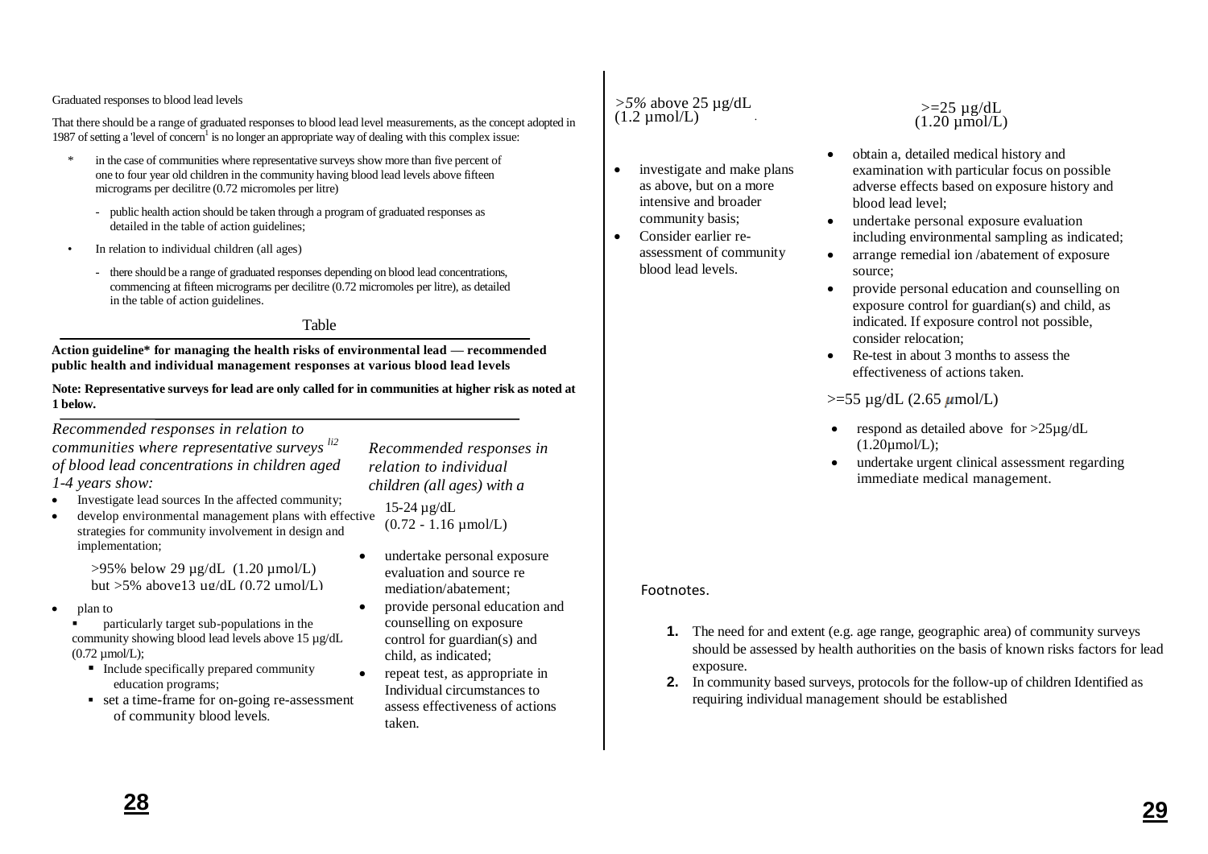Graduated responses to blood lead levels

That there should be a range of graduated responses to blood lead level measurements, as the concept adopted in 1987 of setting a 'level of concern'[1] is no longer an appropriate way of dealing with this complex issue:

- in the case of communities where representative surveys show more than five percent of one to four year old children in the community having blood lead levels above fifteen micrograms per decilitre (0.72 micromoles per litre)
  - public health action should be taken through a program of graduated responses as detailed in the table of action guidelines;
- In relation to individual children (all ages)
  - there should be a range of graduated responses depending on blood lead concentrations, commencing at fifteen micrograms per decilitre (0.72 micromoles per litre), as detailed in the table of action guidelines.

Table

**Action guideline* for managing the health risks of environmental lead — recommended public health and individual management responses at various blood lead levels**

**Note: Representative surveys for lead are only called for in communities at higher risk as noted at 1 below.**

*Recommended responses in relation to communities where representative surveys [li2] of blood lead concentrations in children aged 1-4 years show:*

- Investigate lead sources In the affected community;
- develop environmental management plans with effective strategies for community involvement in design and implementation;

>95% below 29 µg/dL (1.20 µmol/L) but >5% above13 µg/dL (0.72 µmol/L)

- plan to
  - particularly target sub-populations in the community showing blood lead levels above 15 µg/dL (0.72 µmol/L);
  - Include specifically prepared community education programs;
  - set a time-frame for on-going re-assessment of community blood levels.

*>5%* above 25 µg/dL (1.2 µmol/L)

- investigate and make plans as above, but on a more intensive and broader community basis;
- Consider earlier re-assessment of community blood lead levels.

*Recommended responses in relation to individual children (all ages) with a*

15-24 µg/dL (0.72 - 1.16 µmol/L)

- undertake personal exposure evaluation and source re mediation/abatement;
- provide personal education and counselling on exposure control for guardian(s) and child, as indicated;
- repeat test, as appropriate in Individual circumstances to assess effectiveness of actions taken.

>=25 µg/dL (1.20 µmol/L)

- obtain a, detailed medical history and examination with particular focus on possible adverse effects based on exposure history and blood lead level;
- undertake personal exposure evaluation including environmental sampling as indicated;
- arrange remedial ion /abatement of exposure source;
- provide personal education and counselling on exposure control for guardian(s) and child, as indicated. If exposure control not possible, consider relocation;
- Re-test in about 3 months to assess the effectiveness of actions taken.

>=55 µg/dL (2.65 µmol/L)

- respond as detailed above for >25µg/dL (1.20µmol/L);
- undertake urgent clinical assessment regarding immediate medical management.

Footnotes.

1. The need for and extent (e.g. age range, geographic area) of community surveys should be assessed by health authorities on the basis of known risks factors for lead exposure.
2. In community based surveys, protocols for the follow-up of children Identified as requiring individual management should be established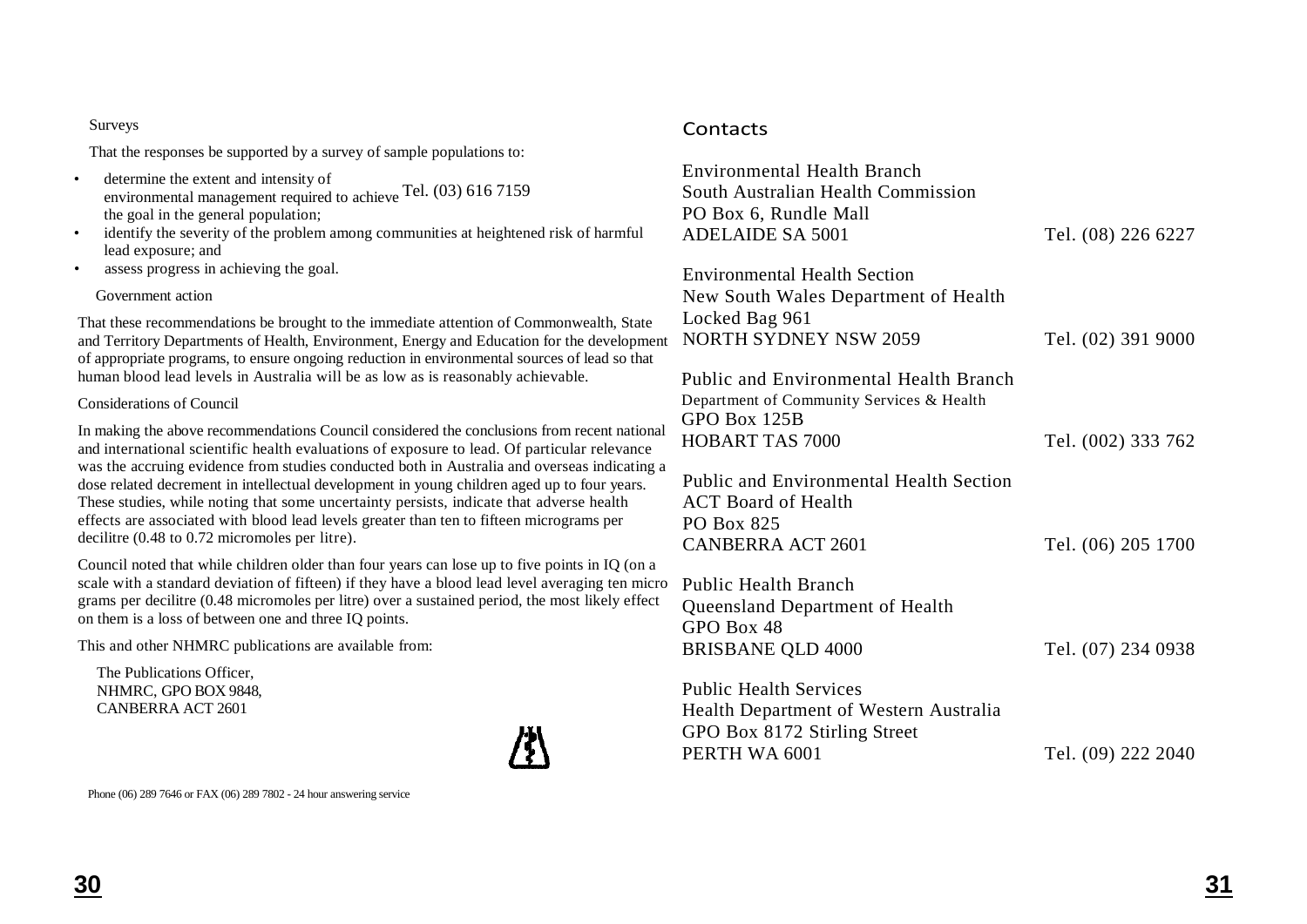### Surveys

That the responses be supported by a survey of sample populations to:

- determine the extent and intensity of environmental management required to achieve the goal in the general population;
- identify the severity of the problem among communities at heightened risk of harmful lead exposure; and
- assess progress in achieving the goal.

Tel. (03) 616 7159

### Government action

That these recommendations be brought to the immediate attention of Commonwealth, State and Territory Departments of Health, Environment, Energy and Education for the development of appropriate programs, to ensure ongoing reduction in environmental sources of lead so that human blood lead levels in Australia will be as low as is reasonably achievable.

### Considerations of Council

In making the above recommendations Council considered the conclusions from recent national and international scientific health evaluations of exposure to lead. Of particular relevance was the accruing evidence from studies conducted both in Australia and overseas indicating a dose related decrement in intellectual development in young children aged up to four years. These studies, while noting that some uncertainty persists, indicate that adverse health effects are associated with blood lead levels greater than ten to fifteen micrograms per decilitre (0.48 to 0.72 micromoles per litre).

Council noted that while children older than four years can lose up to five points in IQ (on a scale with a standard deviation of fifteen) if they have a blood lead level averaging ten micro grams per decilitre (0.48 micromoles per litre) over a sustained period, the most likely effect on them is a loss of between one and three IQ points.

This and other NHMRC publications are available from:

The Publications Officer,
NHMRC, GPO BOX 9848,
CANBERRA ACT 2601

Phone (06) 289 7646 or FAX (06) 289 7802 - 24 hour answering service

## Contacts

Environmental Health Branch
South Australian Health Commission
PO Box 6, Rundle Mall
ADELAIDE SA 5001 — Tel. (08) 226 6227

Environmental Health Section
New South Wales Department of Health
Locked Bag 961
NORTH SYDNEY NSW 2059 — Tel. (02) 391 9000

Public and Environmental Health Branch
Department of Community Services & Health
GPO Box 125B
HOBART TAS 7000 — Tel. (002) 333 762

Public and Environmental Health Section
ACT Board of Health
PO Box 825
CANBERRA ACT 2601 — Tel. (06) 205 1700

Public Health Branch
Queensland Department of Health
GPO Box 48
BRISBANE QLD 4000 — Tel. (07) 234 0938

Public Health Services
Health Department of Western Australia
GPO Box 8172 Stirling Street
PERTH WA 6001 — Tel. (09) 222 2040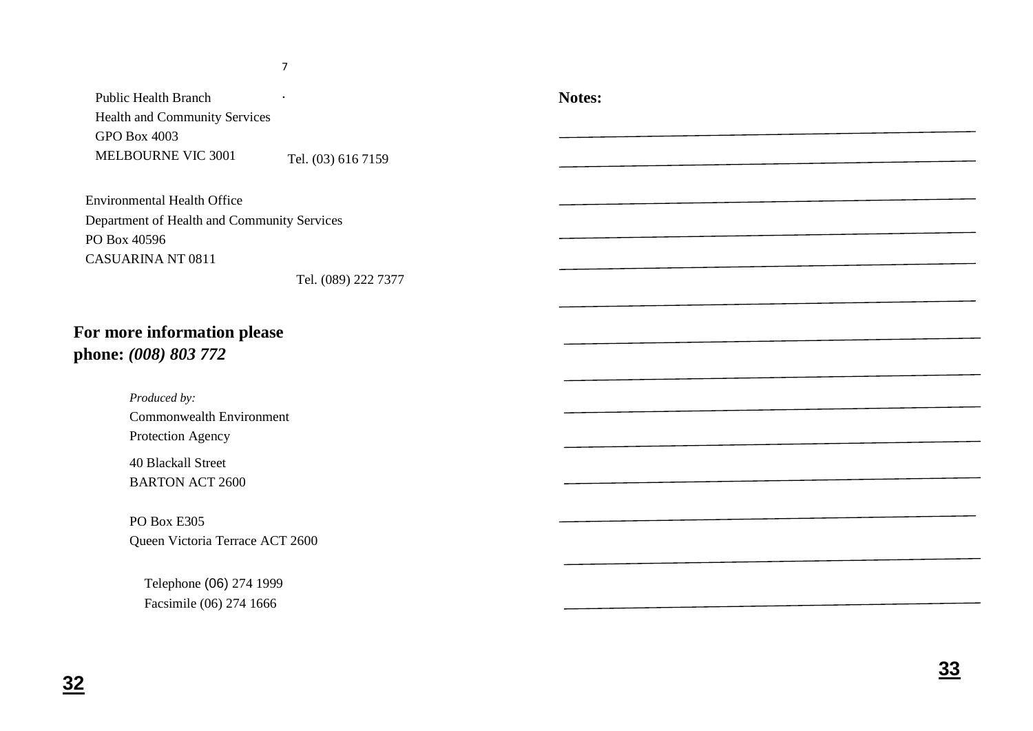Public Health Branch
Health and Community Services
GPO Box 4003
MELBOURNE VIC 3001 Tel. (03) 616 7159

Environmental Health Office
Department of Health and Community Services
PO Box 40596
CASUARINA NT 0811
Tel. (089) 222 7377

**For more information please phone:** ***(008) 803 772***

*Produced by:*
Commonwealth Environment
Protection Agency

40 Blackall Street
BARTON ACT 2600

PO Box E305
Queen Victoria Terrace ACT 2600

Telephone (06) 274 1999
Facsimile (06) 274 1666

**Notes:**